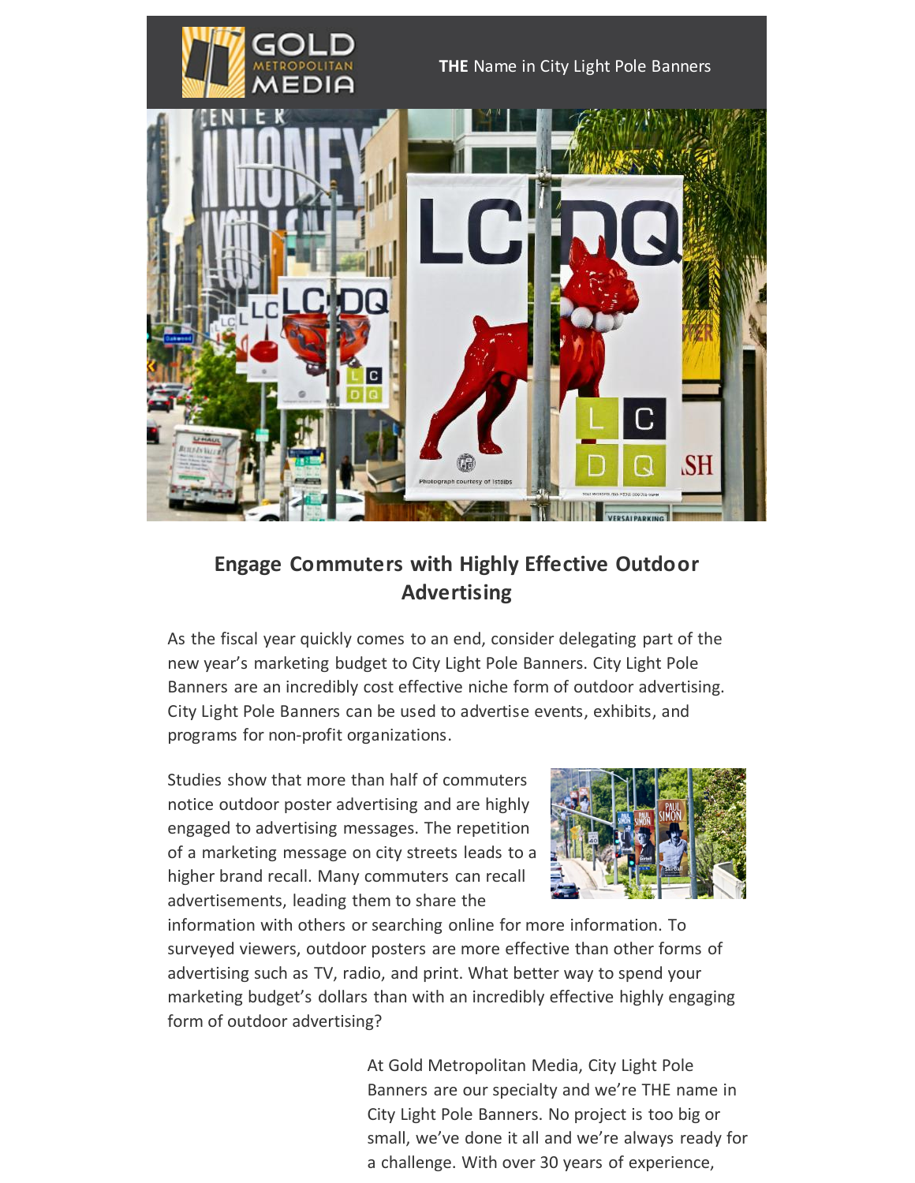THE Name in City Light Pole Banners

## Engage Commuters with Highly Effective Outdoor Advertising

As the fiscal year quickly comes to an end, consider delegating part of the new year's marketing budget to City Light Pole Banners. City Light Pole Banners are an incredibly cost effective niche form of outdoor advertising. City Light Pole Banners can be used to advertise events, exhibits, and programs for non-profit organizations.

Studies show that more than half of commuters notice outdoor poster advertising and are highly engaged to advertising messages. The repetition of a marketing message on city streets leads to a higher brand recall. Many commuters can recall advertisements, leading them to share the information with others or searching online for more information. To surveyed viewers, outdoor posters are more effective than other forms of advertising such as TV, radio, and print. What better way to spend your marketing budget's dollars than with an incredibly effective highly engaging form of outdoor advertising?

At Gold Metropolitan Media, City Light Pole Banners are our specialty and we're THE name in City Light Pole Banners. No project is too big or small, we've done it all and we're always ready for a challenge. With over 30 years of experience,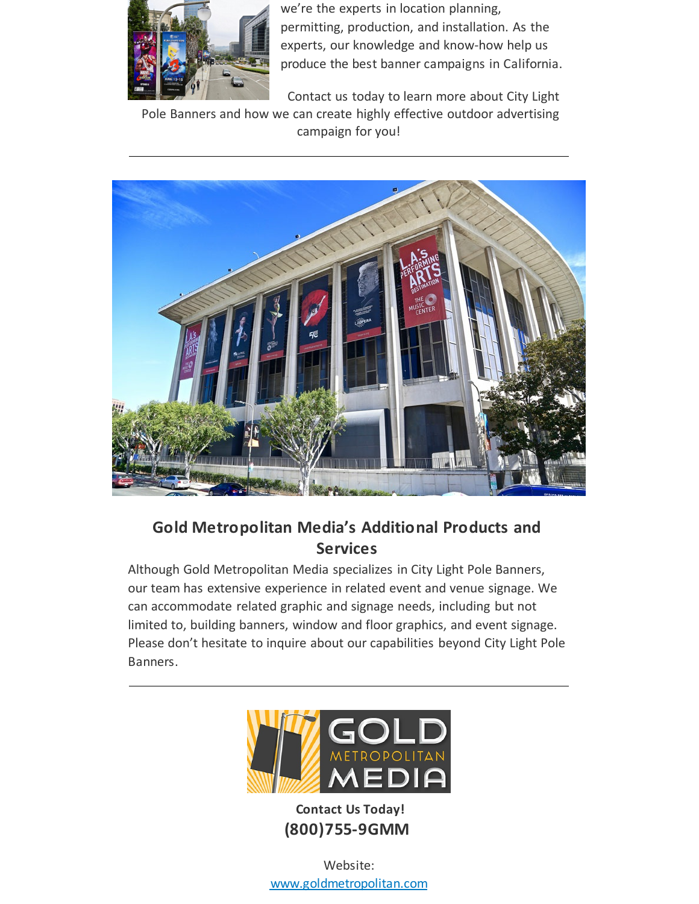we're the experts in location planning, permitting, production, and installation. As the experts, our knowledge and know-how help us produce the best banner campaigns in California.

Contact us today to learn more about City Light Pole Banners and how we can create highly effective outdoor advertising campaign for you!

---

## Gold Metropolitan Media's Additional Products and Services

Although Gold Metropolitan Media specializes in City Light Pole Banners, our team has extensive experience in related event and venue signage. We can accommodate related graphic and signage needs, including but not limited to, building banners, window and floor graphics, and event signage. Please don't hesitate to inquire about our capabilities beyond City Light Pole Banners.

---

**Contact Us Today!**

**(800)755-9GMM**

Website:

www.goldmetropolitan.com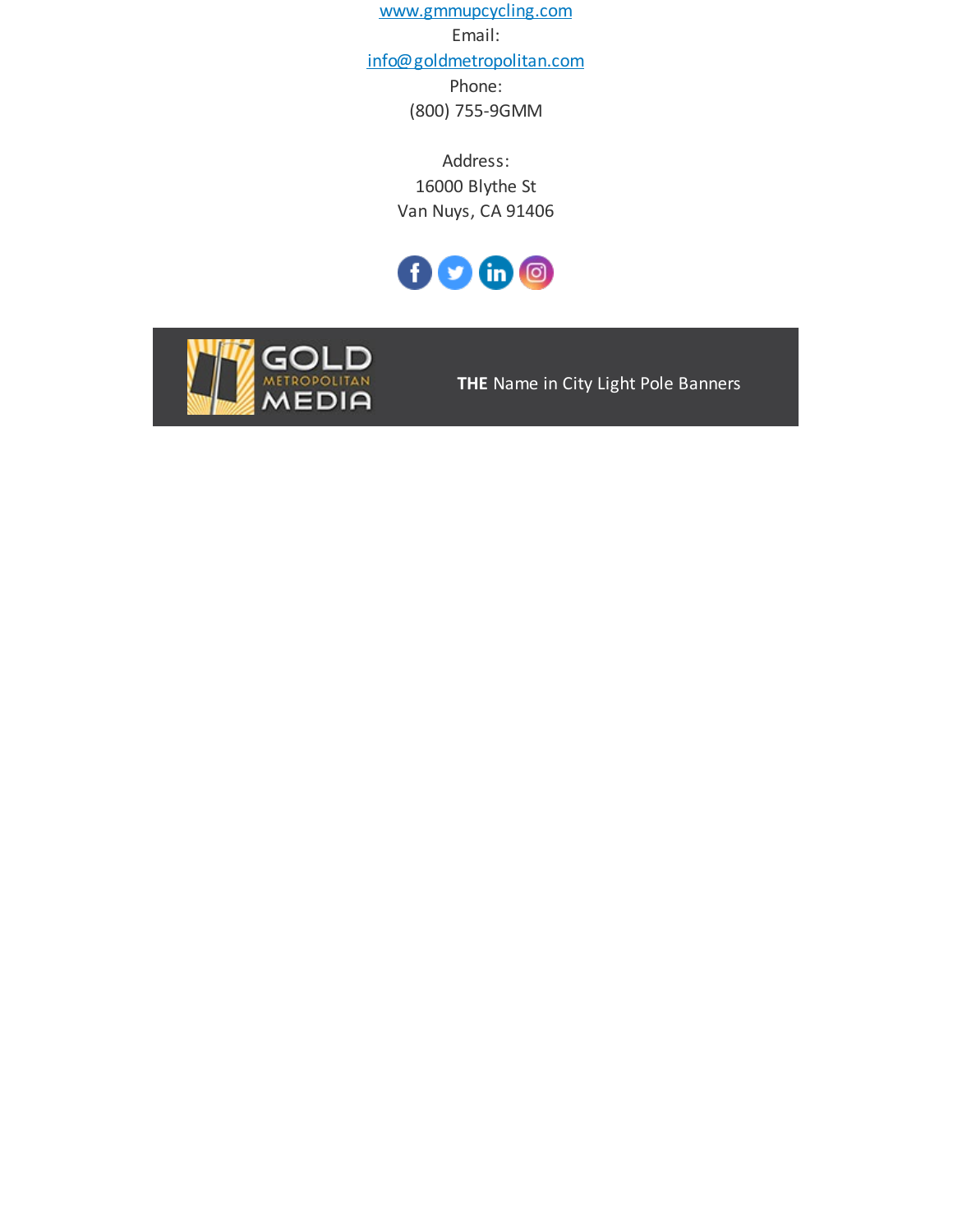[www.gmmupcycling.com](http://www.gmmupcycling.com)

Email:

[info@goldmetropolitan.com](mailto:info@goldmetropolitan.com)

Phone:

(800) 755-9GMM

Address:

16000 Blythe St

Van Nuys, CA 91406

GOLD METROPOLITAN MEDIA

**THE** Name in City Light Pole Banners